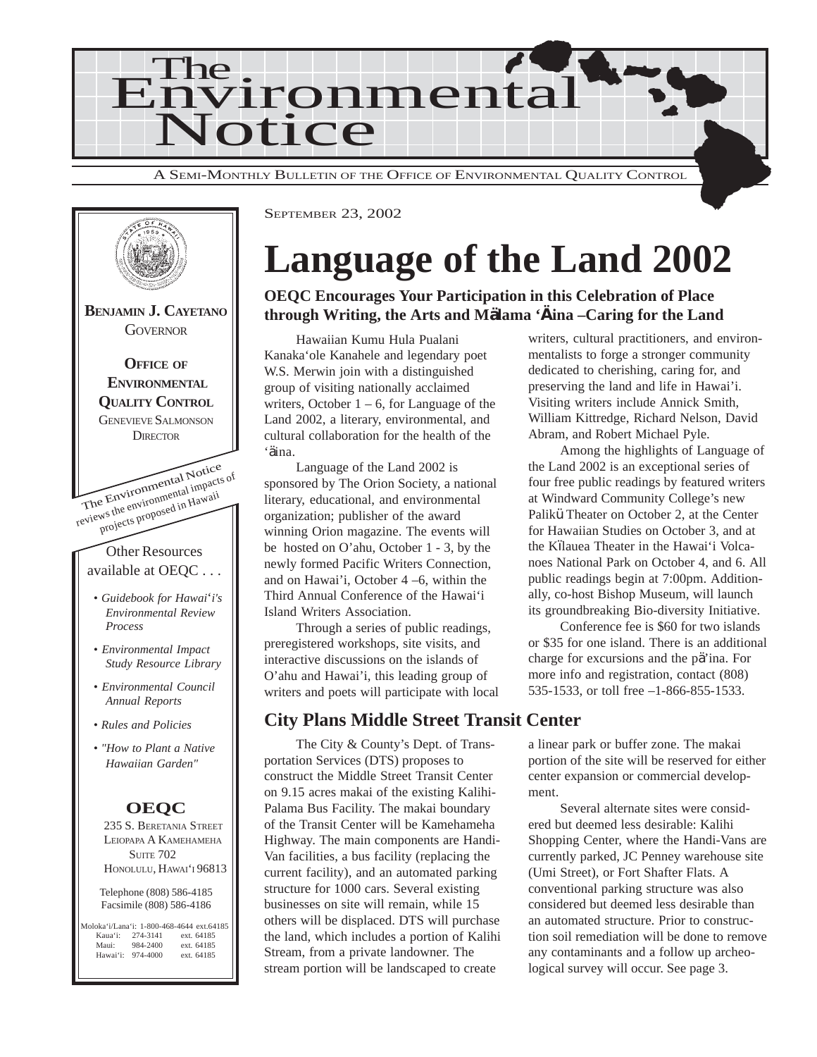# The Environmental Notice

A SEMI-MONTHLY BULLETIN OF THE OFFICE OF ENVIRONMENTAL QUALITY CONTROL

SEPTEMBER 23, 2002

**BENJAMIN J. CAYETANO**
GOVERNOR

**OFFICE OF ENVIRONMENTAL QUALITY CONTROL**
GENEVIEVE SALMONSON
DIRECTOR

The Environmental Notice reviews the environmental impacts of projects proposed in Hawaii

Other Resources available at OEQC . . .

- *Guidebook for Hawai'i's Environmental Review Process*
- *Environmental Impact Study Resource Library*
- *Environmental Council Annual Reports*
- *Rules and Policies*
- *"How to Plant a Native Hawaiian Garden"*

**OEQC**

235 S. BERETANIA STREET
LEIOPAPA A KAMEHAMEHA
SUITE 702
HONOLULU, HAWAI'I 96813

Telephone (808) 586-4185
Facsimile (808) 586-4186

Moloka'i/Lana'i: 1-800-468-4644 ext.64185
Kaua'i: 274-3141 ext. 64185
Maui: 984-2400 ext. 64185
Hawai'i: 974-4000 ext. 64185

# Language of the Land 2002

**OEQC Encourages Your Participation in this Celebration of Place through Writing, the Arts and Mälama 'Äina –Caring for the Land**

Hawaiian Kumu Hula Pualani Kanaka'ole Kanahele and legendary poet W.S. Merwin join with a distinguished group of visiting nationally acclaimed writers, October 1 – 6, for Language of the Land 2002, a literary, environmental, and cultural collaboration for the health of the 'äina.

Language of the Land 2002 is sponsored by The Orion Society, a national literary, educational, and environmental organization; publisher of the award winning Orion magazine. The events will be hosted on O'ahu, October 1 - 3, by the newly formed Pacific Writers Connection, and on Hawai'i, October 4 –6, within the Third Annual Conference of the Hawai'i Island Writers Association.

Through a series of public readings, preregistered workshops, site visits, and interactive discussions on the islands of O'ahu and Hawai'i, this leading group of writers and poets will participate with local writers, cultural practitioners, and environmentalists to forge a stronger community dedicated to cherishing, caring for, and preserving the land and life in Hawai'i. Visiting writers include Annick Smith, William Kittredge, Richard Nelson, David Abram, and Robert Michael Pyle.

Among the highlights of Language of the Land 2002 is an exceptional series of four free public readings by featured writers at Windward Community College's new Paliku Theater on October 2, at the Center for Hawaiian Studies on October 3, and at the Kïlauea Theater in the Hawai'i Volcanoes National Park on October 4, and 6. All public readings begin at 7:00pm. Additionally, co-host Bishop Museum, will launch its groundbreaking Bio-diversity Initiative.

Conference fee is $60 for two islands or $35 for one island. There is an additional charge for excursions and the pä'ina. For more info and registration, contact (808) 535-1533, or toll free –1-866-855-1533.

## City Plans Middle Street Transit Center

The City & County's Dept. of Transportation Services (DTS) proposes to construct the Middle Street Transit Center on 9.15 acres makai of the existing Kalihi-Palama Bus Facility. The makai boundary of the Transit Center will be Kamehameha Highway. The main components are Handi-Van facilities, a bus facility (replacing the current facility), and an automated parking structure for 1000 cars. Several existing businesses on site will remain, while 15 others will be displaced. DTS will purchase the land, which includes a portion of Kalihi Stream, from a private landowner. The stream portion will be landscaped to create a linear park or buffer zone. The makai portion of the site will be reserved for either center expansion or commercial development.

Several alternate sites were considered but deemed less desirable: Kalihi Shopping Center, where the Handi-Vans are currently parked, JC Penney warehouse site (Umi Street), or Fort Shafter Flats. A conventional parking structure was also considered but deemed less desirable than an automated structure. Prior to construction soil remediation will be done to remove any contaminants and a follow up archeological survey will occur. See page 3.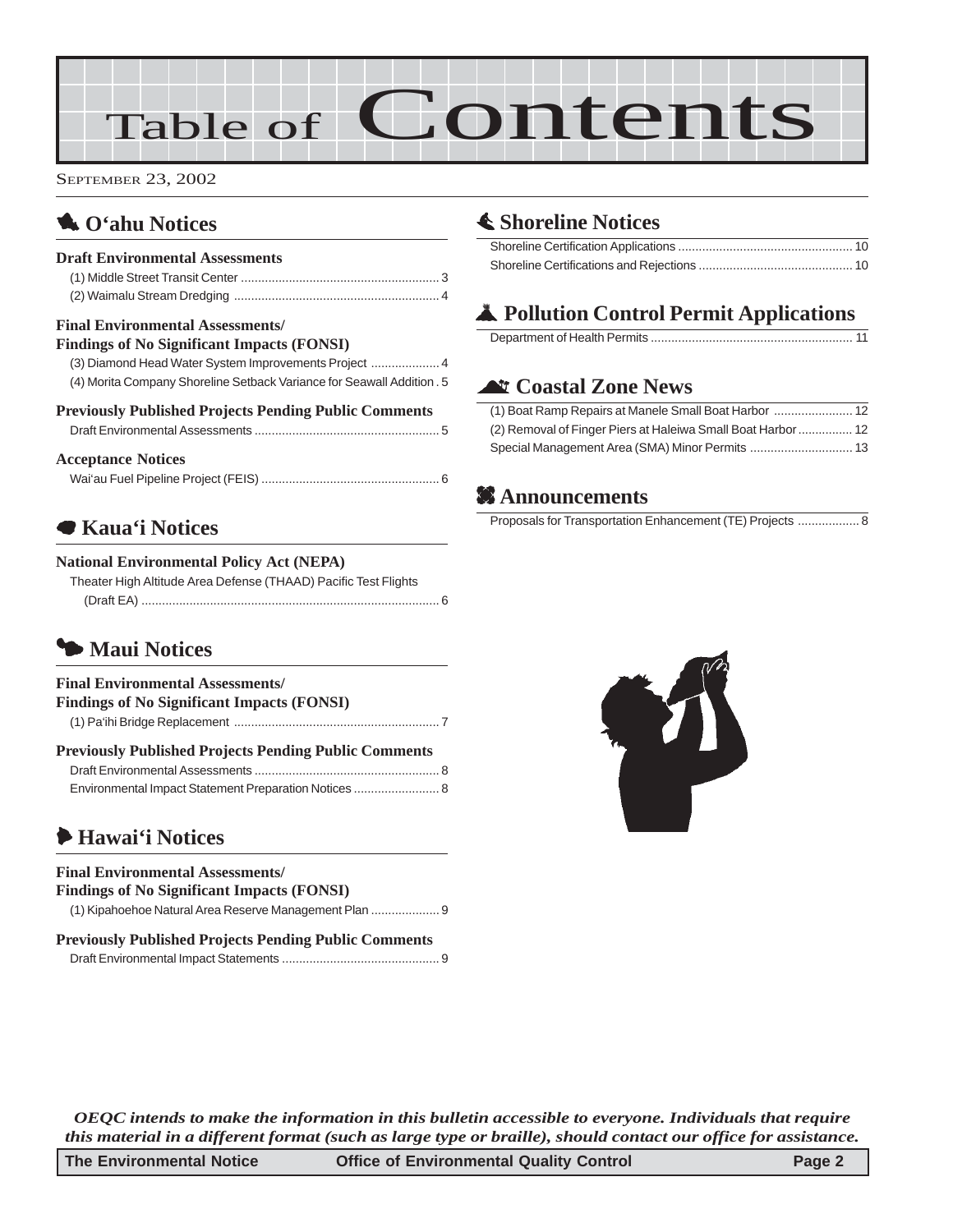# Table of Contents

SEPTEMBER 23, 2002

## O'ahu Notices

### Draft Environmental Assessments

(1) Middle Street Transit Center .......... 3
(2) Waimalu Stream Dredging .......... 4

### Final Environmental Assessments/ Findings of No Significant Impacts (FONSI)

(3) Diamond Head Water System Improvements Project .......... 4
(4) Morita Company Shoreline Setback Variance for Seawall Addition .......... 5

### Previously Published Projects Pending Public Comments

Draft Environmental Assessments .......... 5

### Acceptance Notices

Wai'au Fuel Pipeline Project (FEIS) .......... 6

## Kaua'i Notices

### National Environmental Policy Act (NEPA)

Theater High Altitude Area Defense (THAAD) Pacific Test Flights (Draft EA) .......... 6

## Maui Notices

### Final Environmental Assessments/ Findings of No Significant Impacts (FONSI)

(1) Pa'ihi Bridge Replacement .......... 7

### Previously Published Projects Pending Public Comments

Draft Environmental Assessments .......... 8
Environmental Impact Statement Preparation Notices .......... 8

## Hawai'i Notices

### Final Environmental Assessments/ Findings of No Significant Impacts (FONSI)

(1) Kipahoehoe Natural Area Reserve Management Plan .......... 9

### Previously Published Projects Pending Public Comments

Draft Environmental Impact Statements .......... 9

## Shoreline Notices

Shoreline Certification Applications .......... 10
Shoreline Certifications and Rejections .......... 10

## Pollution Control Permit Applications

Department of Health Permits .......... 11

## Coastal Zone News

(1) Boat Ramp Repairs at Manele Small Boat Harbor .......... 12
(2) Removal of Finger Piers at Haleiwa Small Boat Harbor .......... 12
Special Management Area (SMA) Minor Permits .......... 13

## Announcements

Proposals for Transportation Enhancement (TE) Projects .......... 8

*OEQC intends to make the information in this bulletin accessible to everyone. Individuals that require this material in a different format (such as large type or braille), should contact our office for assistance.*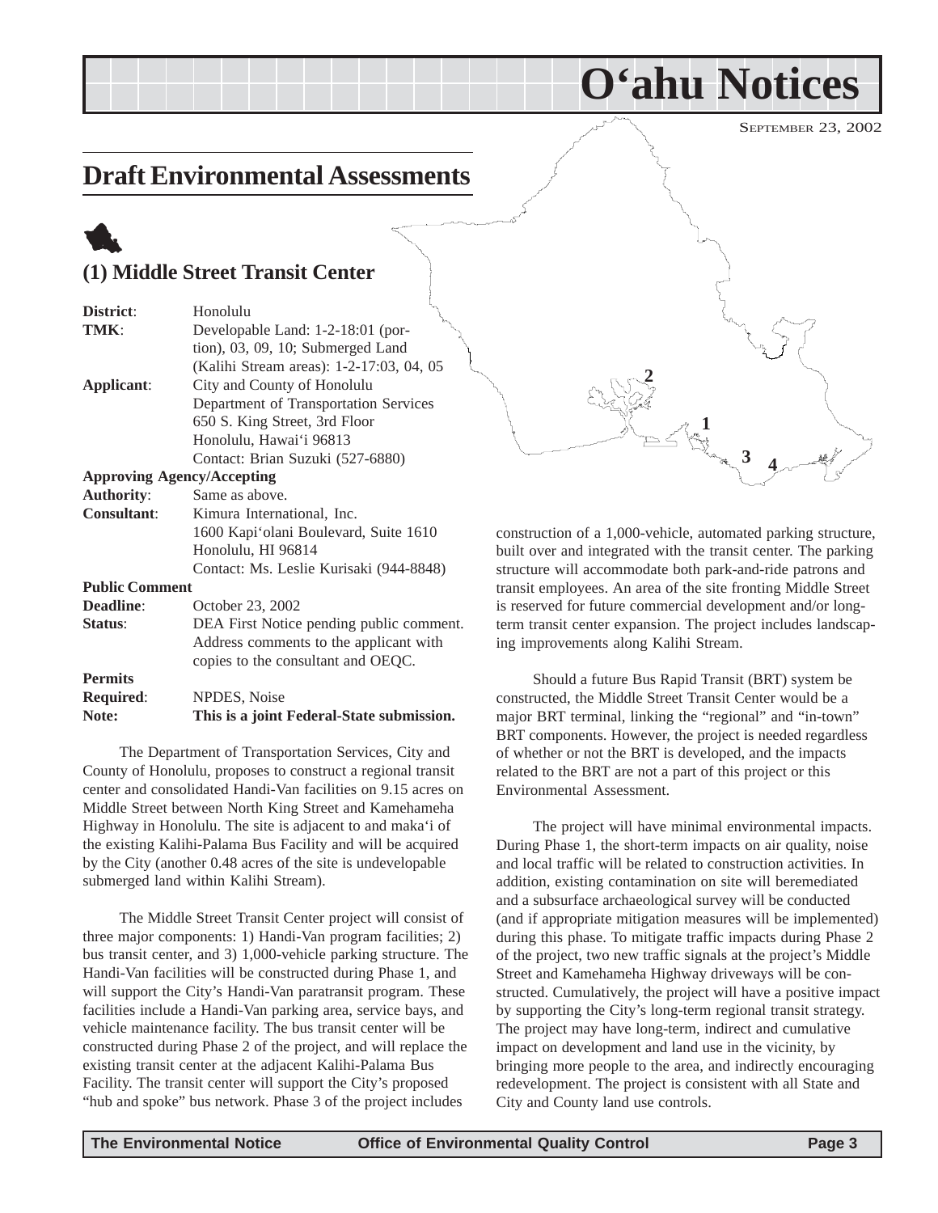# O'ahu Notices

SEPTEMBER 23, 2002

## Draft Environmental Assessments

### (1) Middle Street Transit Center

| | |
|---|---|
| **District**: | Honolulu |
| **TMK**: | Developable Land: 1-2-18:01 (portion), 03, 09, 10; Submerged Land (Kalihi Stream areas): 1-2-17:03, 04, 05 |
| **Applicant**: | City and County of Honolulu<br>Department of Transportation Services<br>650 S. King Street, 3rd Floor<br>Honolulu, Hawai'i 96813<br>Contact: Brian Suzuki (527-6880) |
| **Approving Agency/Accepting Authority**: | Same as above. |
| **Consultant**: | Kimura International, Inc.<br>1600 Kapi'olani Boulevard, Suite 1610<br>Honolulu, HI 96814<br>Contact: Ms. Leslie Kurisaki (944-8848) |
| **Public Comment Deadline**: | October 23, 2002 |
| **Status**: | DEA First Notice pending public comment. Address comments to the applicant with copies to the consultant and OEQC. |
| **Permits Required**: | NPDES, Noise |
| **Note:** | **This is a joint Federal-State submission.** |

The Department of Transportation Services, City and County of Honolulu, proposes to construct a regional transit center and consolidated Handi-Van facilities on 9.15 acres on Middle Street between North King Street and Kamehameha Highway in Honolulu. The site is adjacent to and maka'i of the existing Kalihi-Palama Bus Facility and will be acquired by the City (another 0.48 acres of the site is undevelopable submerged land within Kalihi Stream).

The Middle Street Transit Center project will consist of three major components: 1) Handi-Van program facilities; 2) bus transit center, and 3) 1,000-vehicle parking structure. The Handi-Van facilities will be constructed during Phase 1, and will support the City's Handi-Van paratransit program. These facilities include a Handi-Van parking area, service bays, and vehicle maintenance facility. The bus transit center will be constructed during Phase 2 of the project, and will replace the existing transit center at the adjacent Kalihi-Palama Bus Facility. The transit center will support the City's proposed "hub and spoke" bus network. Phase 3 of the project includes construction of a 1,000-vehicle, automated parking structure, built over and integrated with the transit center. The parking structure will accommodate both park-and-ride patrons and transit employees. An area of the site fronting Middle Street is reserved for future commercial development and/or long-term transit center expansion. The project includes landscaping improvements along Kalihi Stream.

Should a future Bus Rapid Transit (BRT) system be constructed, the Middle Street Transit Center would be a major BRT terminal, linking the "regional" and "in-town" BRT components. However, the project is needed regardless of whether or not the BRT is developed, and the impacts related to the BRT are not a part of this project or this Environmental Assessment.

The project will have minimal environmental impacts. During Phase 1, the short-term impacts on air quality, noise and local traffic will be related to construction activities. In addition, existing contamination on site will beremediated and a subsurface archaeological survey will be conducted (and if appropriate mitigation measures will be implemented) during this phase. To mitigate traffic impacts during Phase 2 of the project, two new traffic signals at the project's Middle Street and Kamehameha Highway driveways will be constructed. Cumulatively, the project will have a positive impact by supporting the City's long-term regional transit strategy. The project may have long-term, indirect and cumulative impact on development and land use in the vicinity, by bringing more people to the area, and indirectly encouraging redevelopment. The project is consistent with all State and City and County land use controls.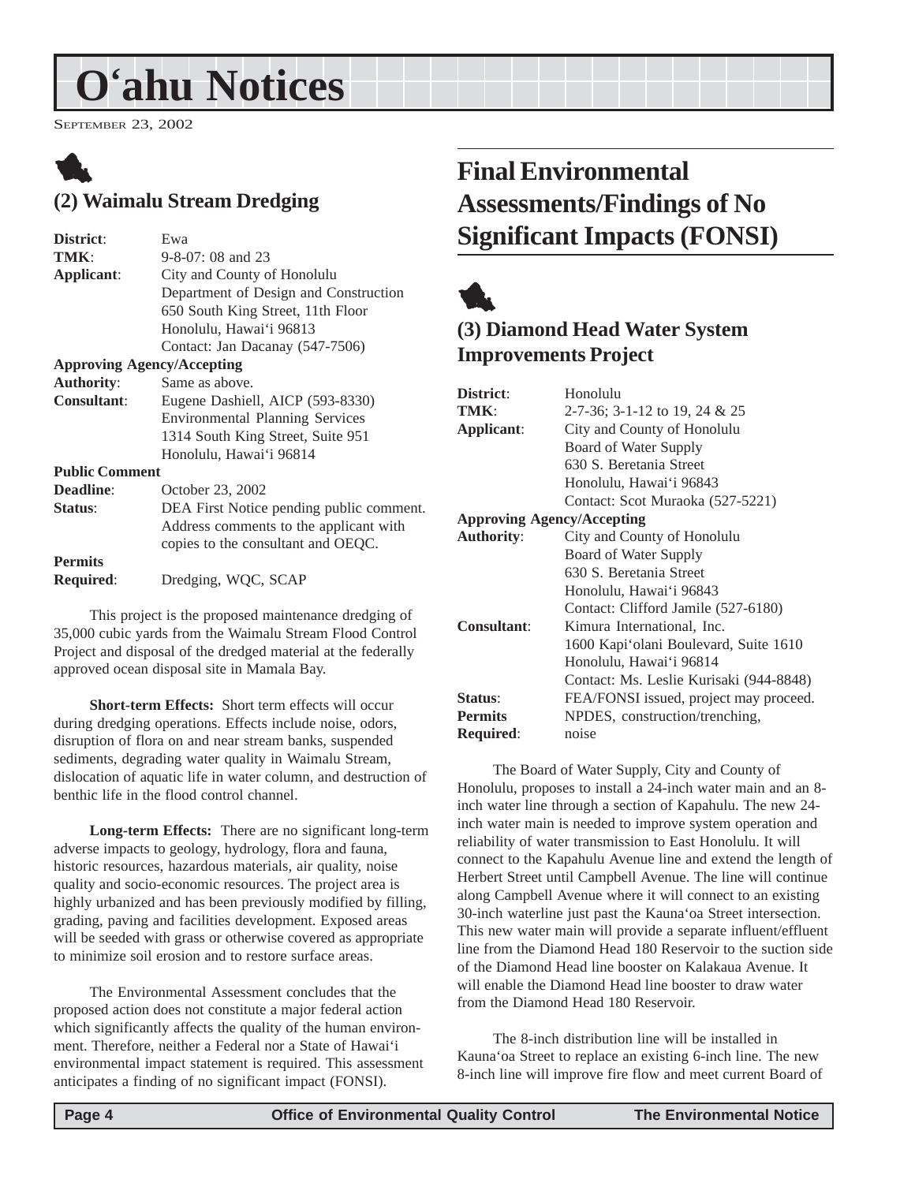# O'ahu Notices

September 23, 2002

## (2) Waimalu Stream Dredging

**District**: Ewa
**TMK**: 9-8-07: 08 and 23
**Applicant**: City and County of Honolulu
Department of Design and Construction
650 South King Street, 11th Floor
Honolulu, Hawai'i 96813
Contact: Jan Dacanay (547-7506)
**Approving Agency/Accepting Authority**: Same as above.
**Consultant**: Eugene Dashiell, AICP (593-8330)
Environmental Planning Services
1314 South King Street, Suite 951
Honolulu, Hawai'i 96814
**Public Comment Deadline**: October 23, 2002
**Status**: DEA First Notice pending public comment. Address comments to the applicant with copies to the consultant and OEQC.
**Permits Required**: Dredging, WQC, SCAP

This project is the proposed maintenance dredging of 35,000 cubic yards from the Waimalu Stream Flood Control Project and disposal of the dredged material at the federally approved ocean disposal site in Mamala Bay.

**Short-term Effects:** Short term effects will occur during dredging operations. Effects include noise, odors, disruption of flora on and near stream banks, suspended sediments, degrading water quality in Waimalu Stream, dislocation of aquatic life in water column, and destruction of benthic life in the flood control channel.

**Long-term Effects:** There are no significant long-term adverse impacts to geology, hydrology, flora and fauna, historic resources, hazardous materials, air quality, noise quality and socio-economic resources. The project area is highly urbanized and has been previously modified by filling, grading, paving and facilities development. Exposed areas will be seeded with grass or otherwise covered as appropriate to minimize soil erosion and to restore surface areas.

The Environmental Assessment concludes that the proposed action does not constitute a major federal action which significantly affects the quality of the human environment. Therefore, neither a Federal nor a State of Hawai'i environmental impact statement is required. This assessment anticipates a finding of no significant impact (FONSI).

# Final Environmental Assessments/Findings of No Significant Impacts (FONSI)

## (3) Diamond Head Water System Improvements Project

**District**: Honolulu
**TMK**: 2-7-36; 3-1-12 to 19, 24 & 25
**Applicant**: City and County of Honolulu
Board of Water Supply
630 S. Beretania Street
Honolulu, Hawai'i 96843
Contact: Scot Muraoka (527-5221)
**Approving Agency/Accepting Authority**: City and County of Honolulu
Board of Water Supply
630 S. Beretania Street
Honolulu, Hawai'i 96843
Contact: Clifford Jamile (527-6180)
**Consultant**: Kimura International, Inc.
1600 Kapi'olani Boulevard, Suite 1610
Honolulu, Hawai'i 96814
Contact: Ms. Leslie Kurisaki (944-8848)
**Status**: FEA/FONSI issued, project may proceed.
**Permits Required**: NPDES, construction/trenching, noise

The Board of Water Supply, City and County of Honolulu, proposes to install a 24-inch water main and an 8-inch water line through a section of Kapahulu. The new 24-inch water main is needed to improve system operation and reliability of water transmission to East Honolulu. It will connect to the Kapahulu Avenue line and extend the length of Herbert Street until Campbell Avenue. The line will continue along Campbell Avenue where it will connect to an existing 30-inch waterline just past the Kauna'oa Street intersection. This new water main will provide a separate influent/effluent line from the Diamond Head 180 Reservoir to the suction side of the Diamond Head line booster on Kalakaua Avenue. It will enable the Diamond Head line booster to draw water from the Diamond Head 180 Reservoir.

The 8-inch distribution line will be installed in Kauna'oa Street to replace an existing 6-inch line. The new 8-inch line will improve fire flow and meet current Board of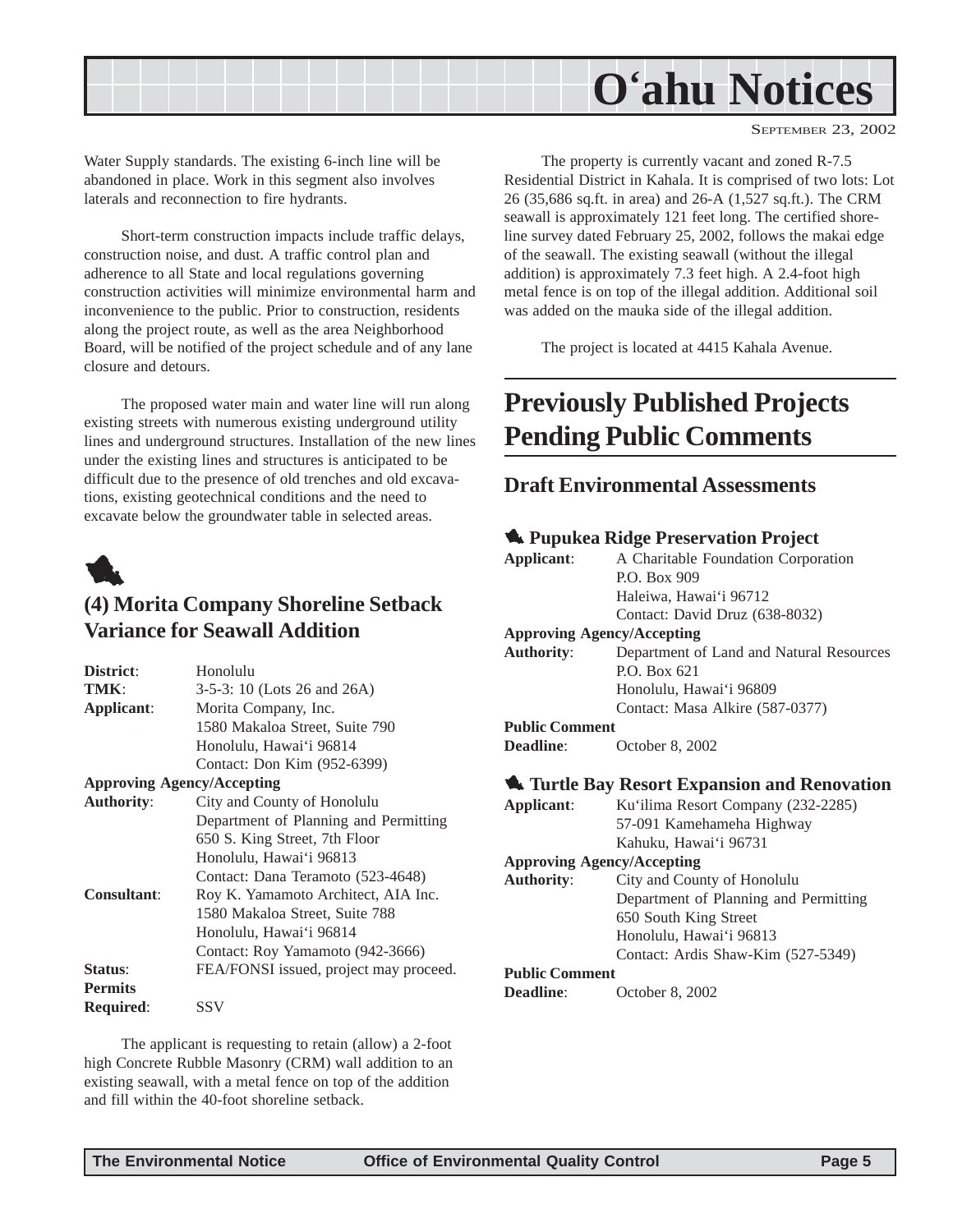Water Supply standards. The existing 6-inch line will be abandoned in place. Work in this segment also involves laterals and reconnection to fire hydrants.

Short-term construction impacts include traffic delays, construction noise, and dust. A traffic control plan and adherence to all State and local regulations governing construction activities will minimize environmental harm and inconvenience to the public. Prior to construction, residents along the project route, as well as the area Neighborhood Board, will be notified of the project schedule and of any lane closure and detours.

The proposed water main and water line will run along existing streets with numerous existing underground utility lines and underground structures. Installation of the new lines under the existing lines and structures is anticipated to be difficult due to the presence of old trenches and old excavations, existing geotechnical conditions and the need to excavate below the groundwater table in selected areas.

### (4) Morita Company Shoreline Setback Variance for Seawall Addition

**District**: Honolulu
**TMK**: 3-5-3: 10 (Lots 26 and 26A)
**Applicant**: Morita Company, Inc.
1580 Makaloa Street, Suite 790
Honolulu, Hawai‘i 96814
Contact: Don Kim (952-6399)
**Approving Agency/Accepting Authority**: City and County of Honolulu
Department of Planning and Permitting
650 S. King Street, 7th Floor
Honolulu, Hawai‘i 96813
Contact: Dana Teramoto (523-4648)
**Consultant**: Roy K. Yamamoto Architect, AIA Inc.
1580 Makaloa Street, Suite 788
Honolulu, Hawai‘i 96814
Contact: Roy Yamamoto (942-3666)
**Status**: FEA/FONSI issued, project may proceed.
**Permits Required**: SSV

The applicant is requesting to retain (allow) a 2-foot high Concrete Rubble Masonry (CRM) wall addition to an existing seawall, with a metal fence on top of the addition and fill within the 40-foot shoreline setback.

The property is currently vacant and zoned R-7.5 Residential District in Kahala. It is comprised of two lots: Lot 26 (35,686 sq.ft. in area) and 26-A (1,527 sq.ft.). The CRM seawall is approximately 121 feet long. The certified shoreline survey dated February 25, 2002, follows the makai edge of the seawall. The existing seawall (without the illegal addition) is approximately 7.3 feet high. A 2.4-foot high metal fence is on top of the illegal addition. Additional soil was added on the mauka side of the illegal addition.

The project is located at 4415 Kahala Avenue.

## Previously Published Projects Pending Public Comments

### Draft Environmental Assessments

#### Pupukea Ridge Preservation Project

**Applicant**: A Charitable Foundation Corporation
P.O. Box 909
Haleiwa, Hawai‘i 96712
Contact: David Druz (638-8032)
**Approving Agency/Accepting Authority**: Department of Land and Natural Resources
P.O. Box 621
Honolulu, Hawai‘i 96809
Contact: Masa Alkire (587-0377)
**Public Comment Deadline**: October 8, 2002

#### Turtle Bay Resort Expansion and Renovation

**Applicant**: Ku‘ilima Resort Company (232-2285)
57-091 Kamehameha Highway
Kahuku, Hawai‘i 96731
**Approving Agency/Accepting Authority**: City and County of Honolulu
Department of Planning and Permitting
650 South King Street
Honolulu, Hawai‘i 96813
Contact: Ardis Shaw-Kim (527-5349)
**Public Comment Deadline**: October 8, 2002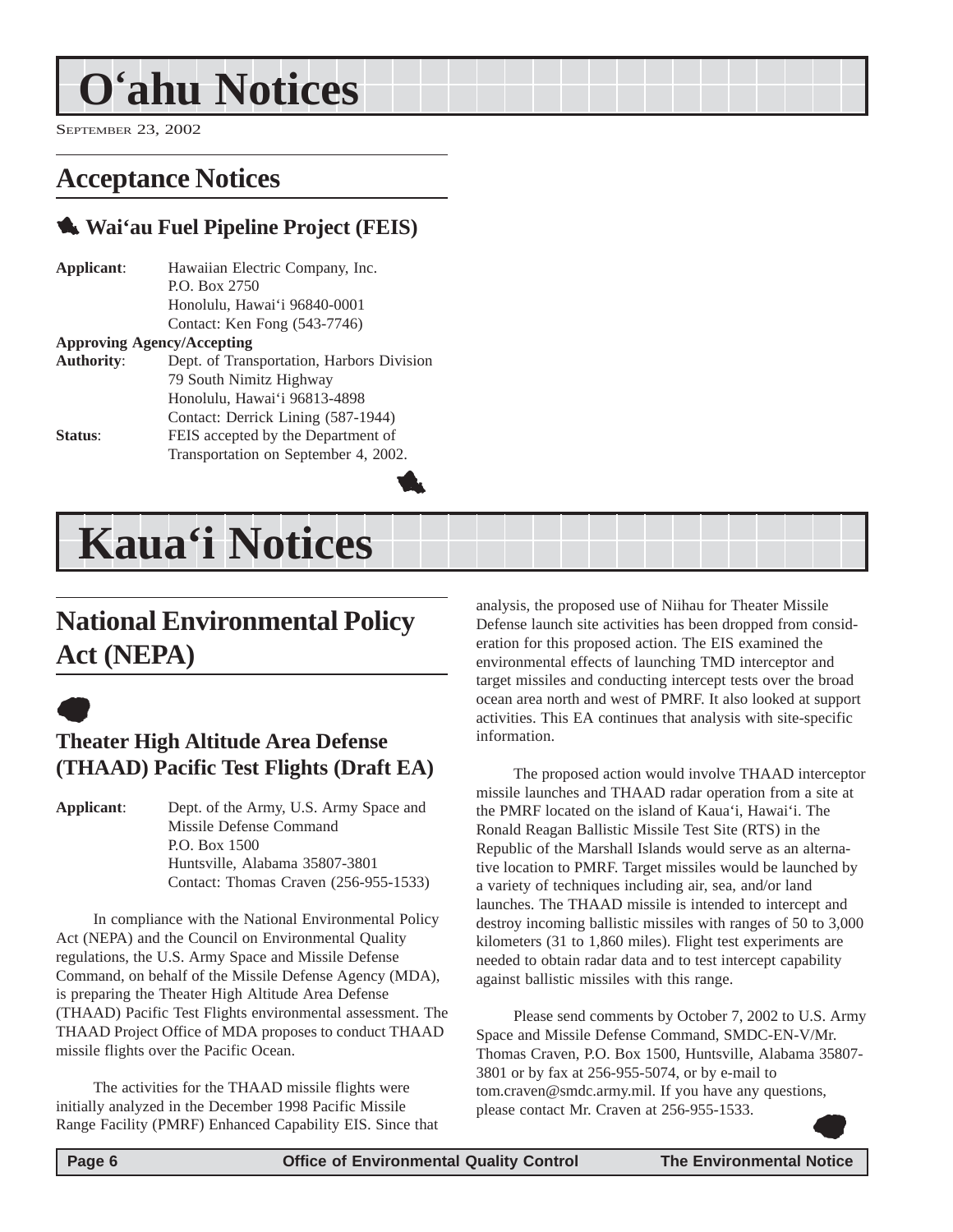# O'ahu Notices

SEPTEMBER 23, 2002

## Acceptance Notices

### Wai'au Fuel Pipeline Project (FEIS)

**Applicant**: Hawaiian Electric Company, Inc.
P.O. Box 2750
Honolulu, Hawai'i 96840-0001
Contact: Ken Fong (543-7746)

**Approving Agency/Accepting Authority**: Dept. of Transportation, Harbors Division
79 South Nimitz Highway
Honolulu, Hawai'i 96813-4898
Contact: Derrick Lining (587-1944)

**Status**: FEIS accepted by the Department of Transportation on September 4, 2002.

# Kaua'i Notices

## National Environmental Policy Act (NEPA)

### Theater High Altitude Area Defense (THAAD) Pacific Test Flights (Draft EA)

**Applicant**: Dept. of the Army, U.S. Army Space and Missile Defense Command
P.O. Box 1500
Huntsville, Alabama 35807-3801
Contact: Thomas Craven (256-955-1533)

In compliance with the National Environmental Policy Act (NEPA) and the Council on Environmental Quality regulations, the U.S. Army Space and Missile Defense Command, on behalf of the Missile Defense Agency (MDA), is preparing the Theater High Altitude Area Defense (THAAD) Pacific Test Flights environmental assessment. The THAAD Project Office of MDA proposes to conduct THAAD missile flights over the Pacific Ocean.

The activities for the THAAD missile flights were initially analyzed in the December 1998 Pacific Missile Range Facility (PMRF) Enhanced Capability EIS. Since that analysis, the proposed use of Niihau for Theater Missile Defense launch site activities has been dropped from consideration for this proposed action. The EIS examined the environmental effects of launching TMD interceptor and target missiles and conducting intercept tests over the broad ocean area north and west of PMRF. It also looked at support activities. This EA continues that analysis with site-specific information.

The proposed action would involve THAAD interceptor missile launches and THAAD radar operation from a site at the PMRF located on the island of Kaua'i, Hawai'i. The Ronald Reagan Ballistic Missile Test Site (RTS) in the Republic of the Marshall Islands would serve as an alternative location to PMRF. Target missiles would be launched by a variety of techniques including air, sea, and/or land launches. The THAAD missile is intended to intercept and destroy incoming ballistic missiles with ranges of 50 to 3,000 kilometers (31 to 1,860 miles). Flight test experiments are needed to obtain radar data and to test intercept capability against ballistic missiles with this range.

Please send comments by October 7, 2002 to U.S. Army Space and Missile Defense Command, SMDC-EN-V/Mr. Thomas Craven, P.O. Box 1500, Huntsville, Alabama 35807-3801 or by fax at 256-955-5074, or by e-mail to tom.craven@smdc.army.mil. If you have any questions, please contact Mr. Craven at 256-955-1533.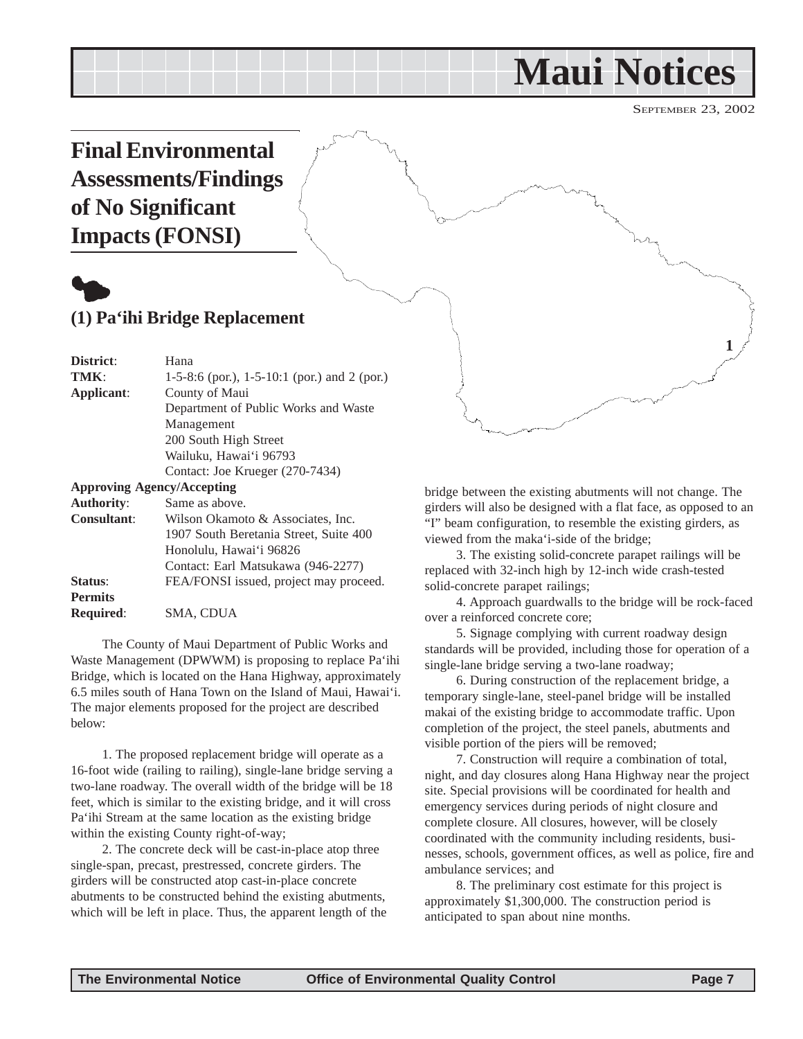# Maui Notices

SEPTEMBER 23, 2002

## Final Environmental Assessments/Findings of No Significant Impacts (FONSI)

### (1) Pa‘ihi Bridge Replacement

**District**: Hana
**TMK**: 1-5-8:6 (por.), 1-5-10:1 (por.) and 2 (por.)
**Applicant**: County of Maui
Department of Public Works and Waste Management
200 South High Street
Wailuku, Hawai‘i 96793
Contact: Joe Krueger (270-7434)

**Approving Agency/Accepting Authority**: Same as above.
**Consultant**: Wilson Okamoto & Associates, Inc.
1907 South Beretania Street, Suite 400
Honolulu, Hawai‘i 96826
Contact: Earl Matsukawa (946-2277)
**Status**: FEA/FONSI issued, project may proceed.
**Permits Required**: SMA, CDUA

The County of Maui Department of Public Works and Waste Management (DPWWM) is proposing to replace Pa‘ihi Bridge, which is located on the Hana Highway, approximately 6.5 miles south of Hana Town on the Island of Maui, Hawai‘i. The major elements proposed for the project are described below:

1. The proposed replacement bridge will operate as a 16-foot wide (railing to railing), single-lane bridge serving a two-lane roadway. The overall width of the bridge will be 18 feet, which is similar to the existing bridge, and it will cross Pa‘ihi Stream at the same location as the existing bridge within the existing County right-of-way;

2. The concrete deck will be cast-in-place atop three single-span, precast, prestressed, concrete girders. The girders will be constructed atop cast-in-place concrete abutments to be constructed behind the existing abutments, which will be left in place. Thus, the apparent length of the bridge between the existing abutments will not change. The girders will also be designed with a flat face, as opposed to an "I" beam configuration, to resemble the existing girders, as viewed from the maka‘i-side of the bridge;

3. The existing solid-concrete parapet railings will be replaced with 32-inch high by 12-inch wide crash-tested solid-concrete parapet railings;

4. Approach guardwalls to the bridge will be rock-faced over a reinforced concrete core;

5. Signage complying with current roadway design standards will be provided, including those for operation of a single-lane bridge serving a two-lane roadway;

6. During construction of the replacement bridge, a temporary single-lane, steel-panel bridge will be installed makai of the existing bridge to accommodate traffic. Upon completion of the project, the steel panels, abutments and visible portion of the piers will be removed;

7. Construction will require a combination of total, night, and day closures along Hana Highway near the project site. Special provisions will be coordinated for health and emergency services during periods of night closure and complete closure. All closures, however, will be closely coordinated with the community including residents, businesses, schools, government offices, as well as police, fire and ambulance services; and

8. The preliminary cost estimate for this project is approximately $1,300,000. The construction period is anticipated to span about nine months.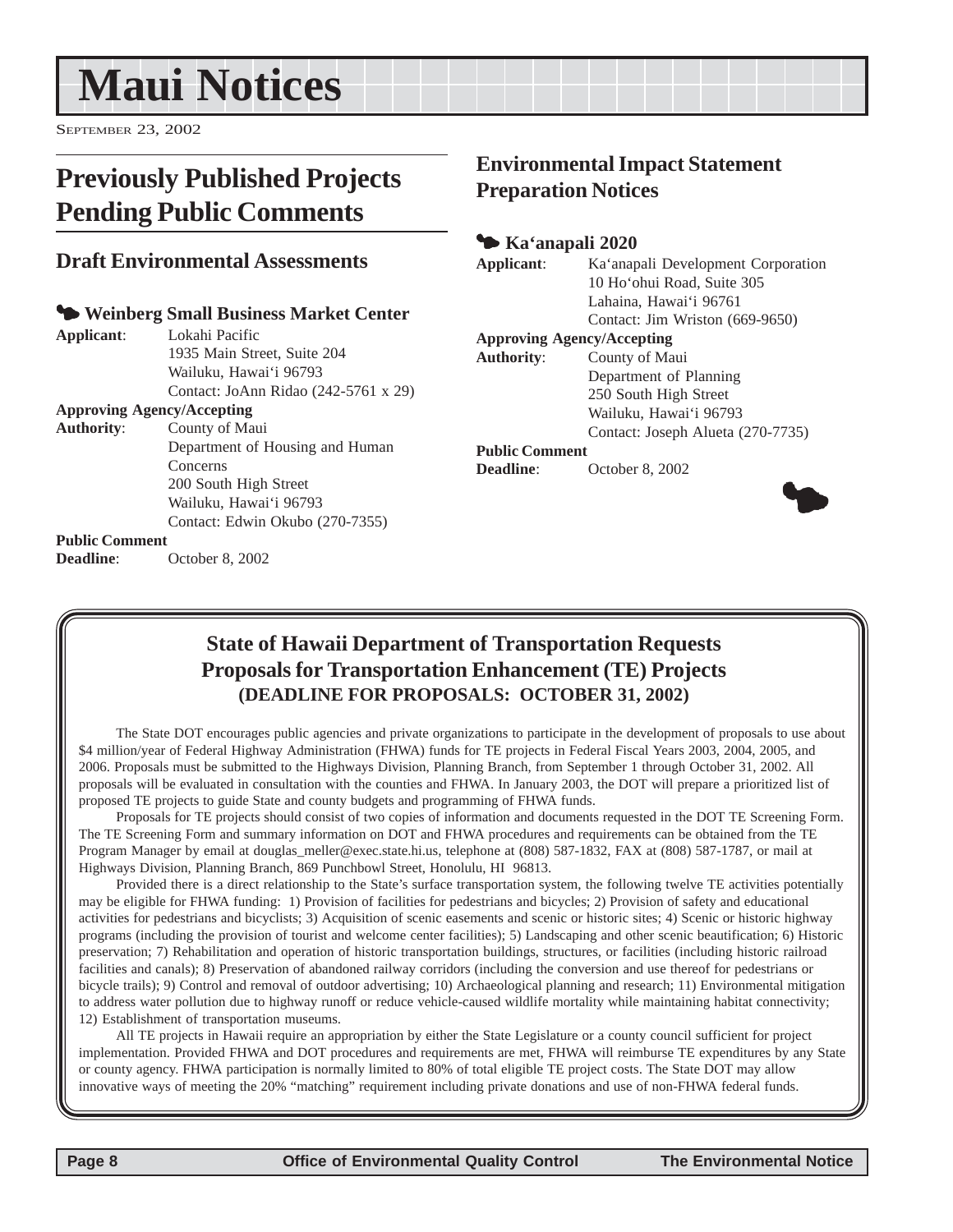# Maui Notices

SEPTEMBER 23, 2002

## Previously Published Projects Pending Public Comments

### Draft Environmental Assessments

#### Weinberg Small Business Market Center

**Applicant**: Lokahi Pacific
1935 Main Street, Suite 204
Wailuku, Hawai'i 96793
Contact: JoAnn Ridao (242-5761 x 29)

**Approving Agency/Accepting Authority**: County of Maui
Department of Housing and Human Concerns
200 South High Street
Wailuku, Hawai'i 96793
Contact: Edwin Okubo (270-7355)

**Public Comment Deadline**: October 8, 2002

## Environmental Impact Statement Preparation Notices

#### Ka'anapali 2020

**Applicant**: Ka'anapali Development Corporation
10 Ho'ohui Road, Suite 305
Lahaina, Hawai'i 96761
Contact: Jim Wriston (669-9650)

**Approving Agency/Accepting Authority**: County of Maui
Department of Planning
250 South High Street
Wailuku, Hawai'i 96793
Contact: Joseph Alueta (270-7735)

**Public Comment Deadline**: October 8, 2002

## State of Hawaii Department of Transportation Requests Proposals for Transportation Enhancement (TE) Projects

**(DEADLINE FOR PROPOSALS: OCTOBER 31, 2002)**

The State DOT encourages public agencies and private organizations to participate in the development of proposals to use about $4 million/year of Federal Highway Administration (FHWA) funds for TE projects in Federal Fiscal Years 2003, 2004, 2005, and 2006. Proposals must be submitted to the Highways Division, Planning Branch, from September 1 through October 31, 2002. All proposals will be evaluated in consultation with the counties and FHWA. In January 2003, the DOT will prepare a prioritized list of proposed TE projects to guide State and county budgets and programming of FHWA funds.

Proposals for TE projects should consist of two copies of information and documents requested in the DOT TE Screening Form. The TE Screening Form and summary information on DOT and FHWA procedures and requirements can be obtained from the TE Program Manager by email at douglas_meller@exec.state.hi.us, telephone at (808) 587-1832, FAX at (808) 587-1787, or mail at Highways Division, Planning Branch, 869 Punchbowl Street, Honolulu, HI 96813.

Provided there is a direct relationship to the State's surface transportation system, the following twelve TE activities potentially may be eligible for FHWA funding: 1) Provision of facilities for pedestrians and bicycles; 2) Provision of safety and educational activities for pedestrians and bicyclists; 3) Acquisition of scenic easements and scenic or historic sites; 4) Scenic or historic highway programs (including the provision of tourist and welcome center facilities); 5) Landscaping and other scenic beautification; 6) Historic preservation; 7) Rehabilitation and operation of historic transportation buildings, structures, or facilities (including historic railroad facilities and canals); 8) Preservation of abandoned railway corridors (including the conversion and use thereof for pedestrians or bicycle trails); 9) Control and removal of outdoor advertising; 10) Archaeological planning and research; 11) Environmental mitigation to address water pollution due to highway runoff or reduce vehicle-caused wildlife mortality while maintaining habitat connectivity; 12) Establishment of transportation museums.

All TE projects in Hawaii require an appropriation by either the State Legislature or a county council sufficient for project implementation. Provided FHWA and DOT procedures and requirements are met, FHWA will reimburse TE expenditures by any State or county agency. FHWA participation is normally limited to 80% of total eligible TE project costs. The State DOT may allow innovative ways of meeting the 20% "matching" requirement including private donations and use of non-FHWA federal funds.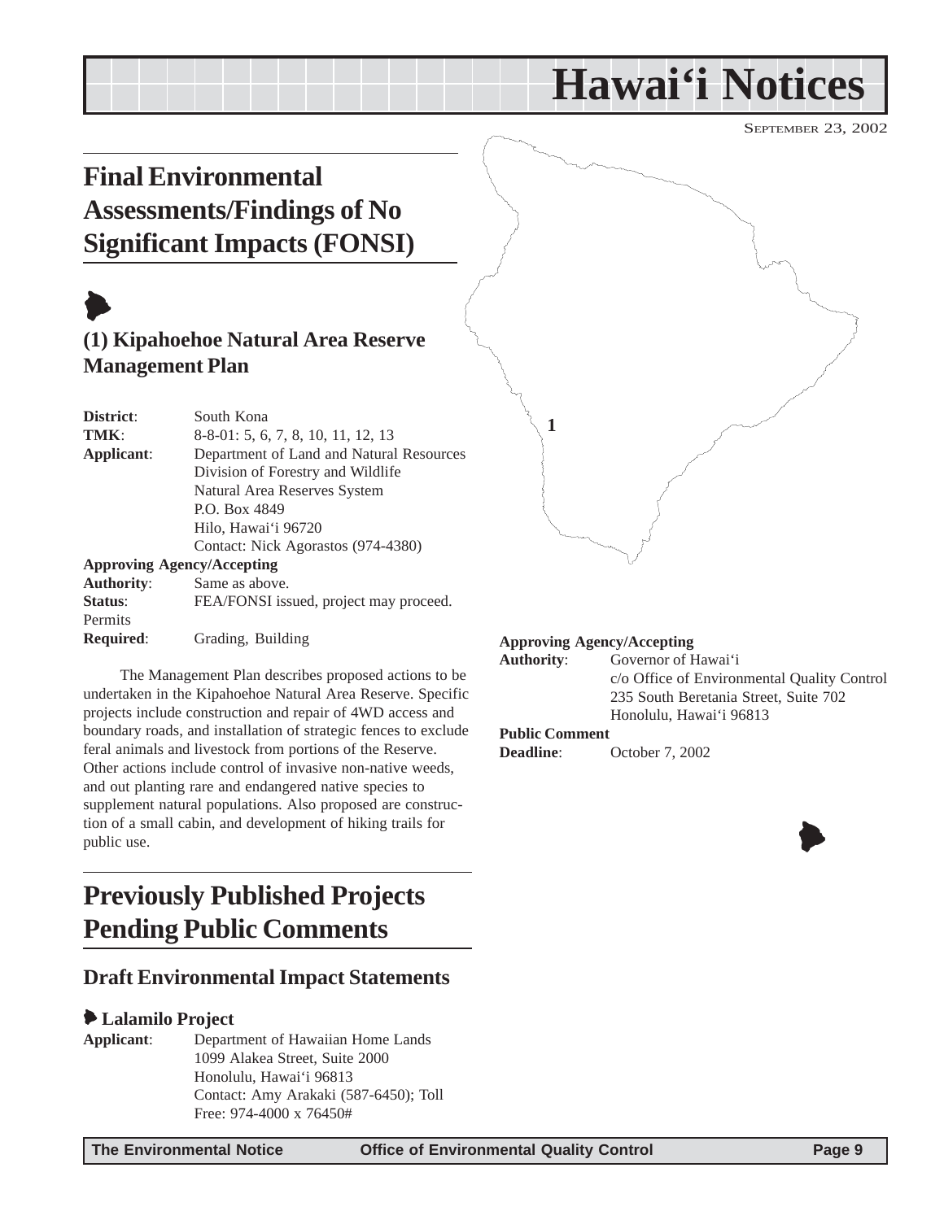# Hawai'i Notices

SEPTEMBER 23, 2002

## Final Environmental Assessments/Findings of No Significant Impacts (FONSI)

### (1) Kipahoehoe Natural Area Reserve Management Plan

**District**: South Kona
**TMK**: 8-8-01: 5, 6, 7, 8, 10, 11, 12, 13
**Applicant**: Department of Land and Natural Resources
Division of Forestry and Wildlife
Natural Area Reserves System
P.O. Box 4849
Hilo, Hawai'i 96720
Contact: Nick Agorastos (974-4380)
**Approving Agency/Accepting Authority**: Same as above.
**Status**: FEA/FONSI issued, project may proceed.
**Permits Required**: Grading, Building

The Management Plan describes proposed actions to be undertaken in the Kipahoehoe Natural Area Reserve. Specific projects include construction and repair of 4WD access and boundary roads, and installation of strategic fences to exclude feral animals and livestock from portions of the Reserve. Other actions include control of invasive non-native weeds, and out planting rare and endangered native species to supplement natural populations. Also proposed are construction of a small cabin, and development of hiking trails for public use.

## Previously Published Projects Pending Public Comments

### Draft Environmental Impact Statements

#### Lalamilo Project

**Applicant**: Department of Hawaiian Home Lands
1099 Alakea Street, Suite 2000
Honolulu, Hawai'i 96813
Contact: Amy Arakaki (587-6450); Toll Free: 974-4000 x 76450#

**Approving Agency/Accepting Authority**: Governor of Hawai'i
c/o Office of Environmental Quality Control
235 South Beretania Street, Suite 702
Honolulu, Hawai'i 96813
**Public Comment Deadline**: October 7, 2002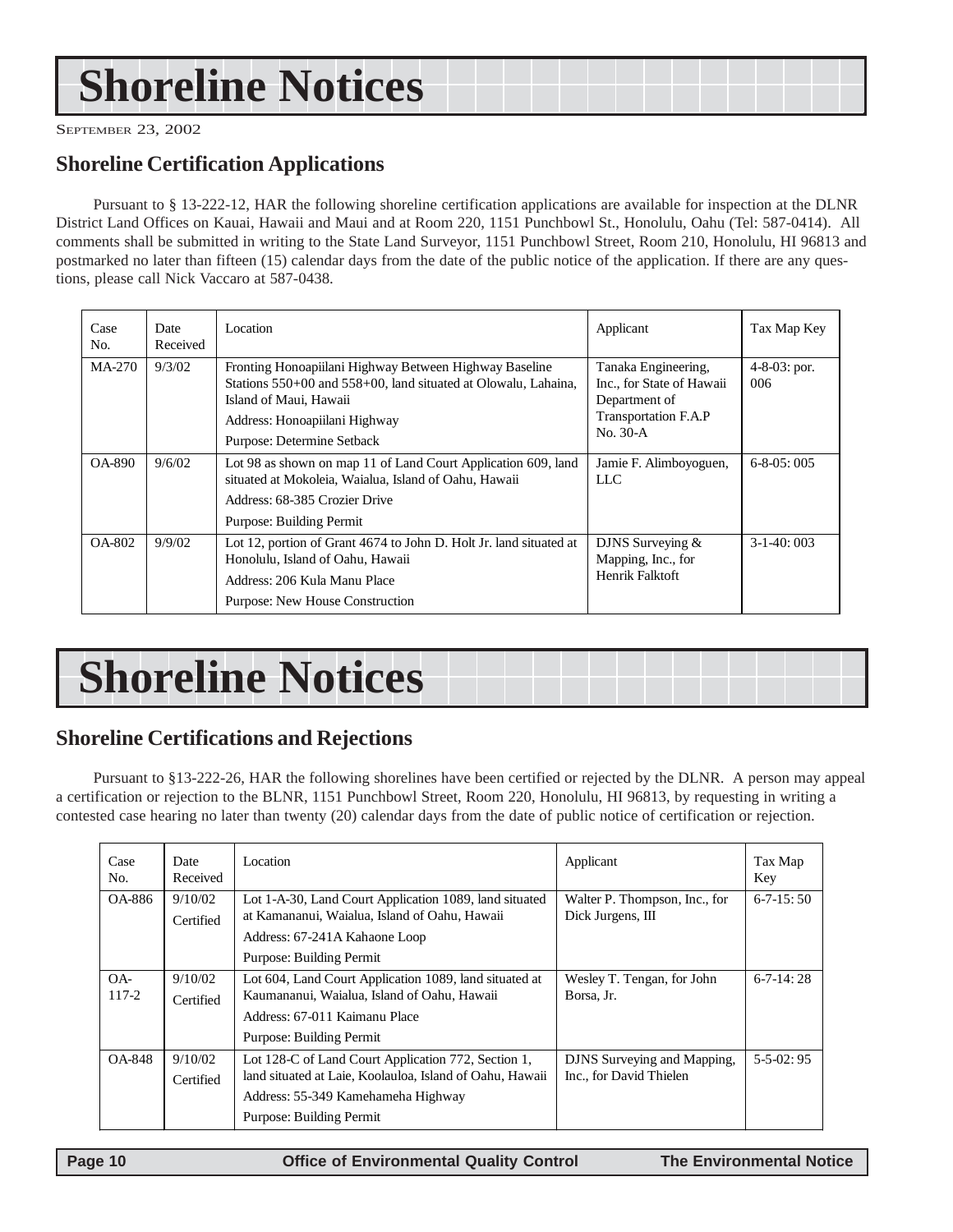# Shoreline Notices

September 23, 2002

## Shoreline Certification Applications

Pursuant to § 13-222-12, HAR the following shoreline certification applications are available for inspection at the DLNR District Land Offices on Kauai, Hawaii and Maui and at Room 220, 1151 Punchbowl St., Honolulu, Oahu (Tel: 587-0414). All comments shall be submitted in writing to the State Land Surveyor, 1151 Punchbowl Street, Room 210, Honolulu, HI 96813 and postmarked no later than fifteen (15) calendar days from the date of the public notice of the application. If there are any questions, please call Nick Vaccaro at 587-0438.

| Case No. | Date Received | Location | Applicant | Tax Map Key |
|---|---|---|---|---|
| MA-270 | 9/3/02 | Fronting Honoapiilani Highway Between Highway Baseline Stations 550+00 and 558+00, land situated at Olowalu, Lahaina, Island of Maui, Hawaii<br>Address: Honoapiilani Highway<br>Purpose: Determine Setback | Tanaka Engineering, Inc., for State of Hawaii Department of Transportation F.A.P No. 30-A | 4-8-03: por. 006 |
| OA-890 | 9/6/02 | Lot 98 as shown on map 11 of Land Court Application 609, land situated at Mokoleia, Waialua, Island of Oahu, Hawaii<br>Address: 68-385 Crozier Drive<br>Purpose: Building Permit | Jamie F. Alimboyoguen, LLC | 6-8-05: 005 |
| OA-802 | 9/9/02 | Lot 12, portion of Grant 4674 to John D. Holt Jr. land situated at Honolulu, Island of Oahu, Hawaii<br>Address: 206 Kula Manu Place<br>Purpose: New House Construction | DJNS Surveying & Mapping, Inc., for Henrik Falktoft | 3-1-40: 003 |

# Shoreline Notices

## Shoreline Certifications and Rejections

Pursuant to §13-222-26, HAR the following shorelines have been certified or rejected by the DLNR. A person may appeal a certification or rejection to the BLNR, 1151 Punchbowl Street, Room 220, Honolulu, HI 96813, by requesting in writing a contested case hearing no later than twenty (20) calendar days from the date of public notice of certification or rejection.

| Case No. | Date Received | Location | Applicant | Tax Map Key |
|---|---|---|---|---|
| OA-886 | 9/10/02<br>Certified | Lot 1-A-30, Land Court Application 1089, land situated at Kamananui, Waialua, Island of Oahu, Hawaii<br>Address: 67-241A Kahaone Loop<br>Purpose: Building Permit | Walter P. Thompson, Inc., for Dick Jurgens, III | 6-7-15: 50 |
| OA-117-2 | 9/10/02<br>Certified | Lot 604, Land Court Application 1089, land situated at Kaumananui, Waialua, Island of Oahu, Hawaii<br>Address: 67-011 Kaimanu Place<br>Purpose: Building Permit | Wesley T. Tengan, for John Borsa, Jr. | 6-7-14: 28 |
| OA-848 | 9/10/02<br>Certified | Lot 128-C of Land Court Application 772, Section 1, land situated at Laie, Koolauloa, Island of Oahu, Hawaii<br>Address: 55-349 Kamehameha Highway<br>Purpose: Building Permit | DJNS Surveying and Mapping, Inc., for David Thielen | 5-5-02: 95 |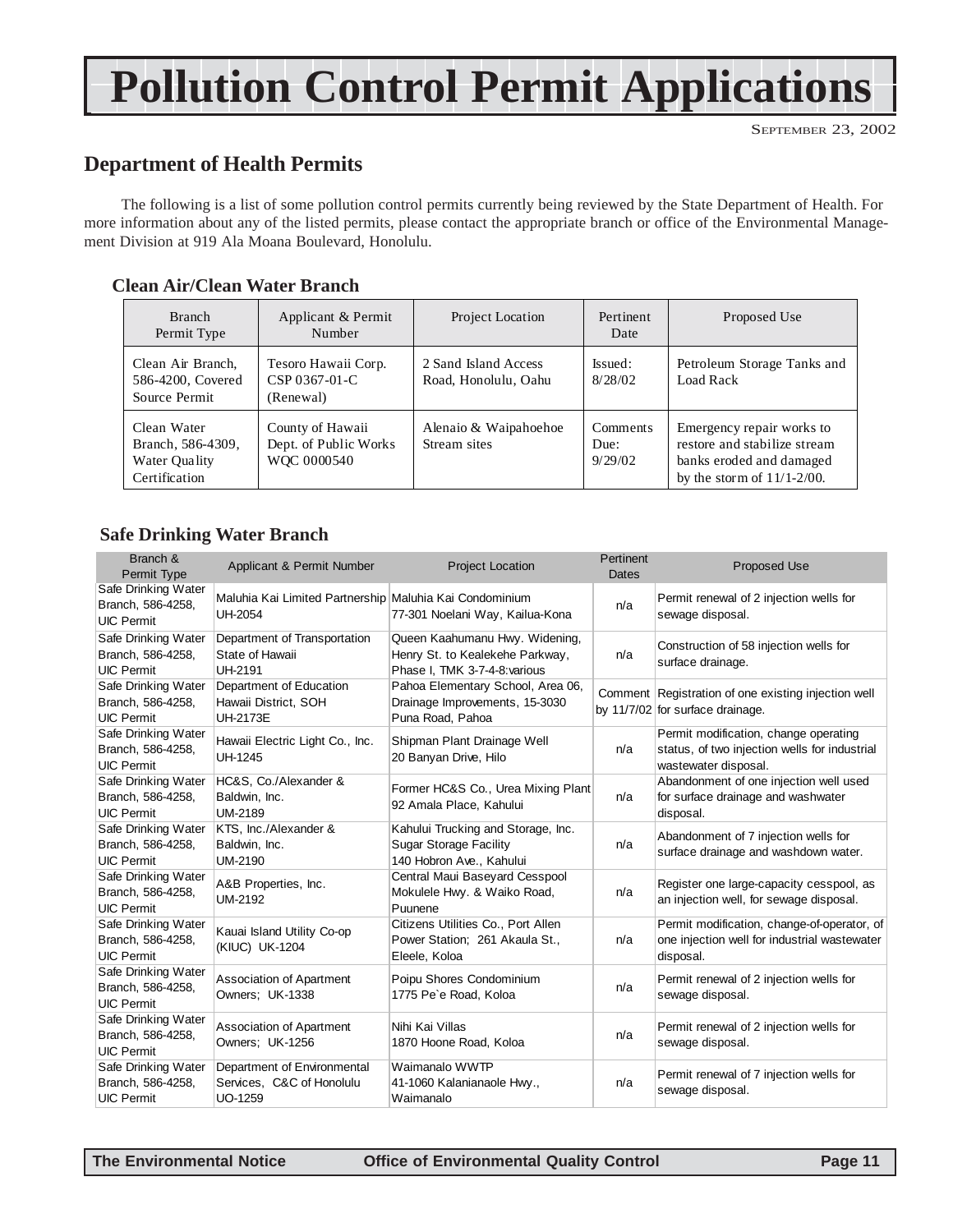# Pollution Control Permit Applications

SEPTEMBER 23, 2002

## Department of Health Permits

The following is a list of some pollution control permits currently being reviewed by the State Department of Health. For more information about any of the listed permits, please contact the appropriate branch or office of the Environmental Management Division at 919 Ala Moana Boulevard, Honolulu.

### Clean Air/Clean Water Branch

| Branch Permit Type | Applicant & Permit Number | Project Location | Pertinent Date | Proposed Use |
|---|---|---|---|---|
| Clean Air Branch, 586-4200, Covered Source Permit | Tesoro Hawaii Corp. CSP 0367-01-C (Renewal) | 2 Sand Island Access Road, Honolulu, Oahu | Issued: 8/28/02 | Petroleum Storage Tanks and Load Rack |
| Clean Water Branch, 586-4309, Water Quality Certification | County of Hawaii Dept. of Public Works WQC 0000540 | Alenaio & Waipahoehoe Stream sites | Comments Due: 9/29/02 | Emergency repair works to restore and stabilize stream banks eroded and damaged by the storm of 11/1-2/00. |

### Safe Drinking Water Branch

| Branch & Permit Type | Applicant & Permit Number | Project Location | Pertinent Dates | Proposed Use |
|---|---|---|---|---|
| Safe Drinking Water Branch, 586-4258, UIC Permit | Maluhia Kai Limited Partnership UH-2054 | Maluhia Kai Condominium 77-301 Noelani Way, Kailua-Kona | n/a | Permit renewal of 2 injection wells for sewage disposal. |
| Safe Drinking Water Branch, 586-4258, UIC Permit | Department of Transportation State of Hawaii UH-2191 | Queen Kaahumanu Hwy. Widening, Henry St. to Kealekehe Parkway, Phase I, TMK 3-7-4-8:various | n/a | Construction of 58 injection wells for surface drainage. |
| Safe Drinking Water Branch, 586-4258, UIC Permit | Department of Education Hawaii District, SOH UH-2173E | Pahoa Elementary School, Area 06, Drainage Improvements, 15-3030 Puna Road, Pahoa | Comment by 11/7/02 | Registration of one existing injection well for surface drainage. |
| Safe Drinking Water Branch, 586-4258, UIC Permit | Hawaii Electric Light Co., Inc. UH-1245 | Shipman Plant Drainage Well 20 Banyan Drive, Hilo | n/a | Permit modification, change operating status, of two injection wells for industrial wastewater disposal. |
| Safe Drinking Water Branch, 586-4258, UIC Permit | HC&S, Co./Alexander & Baldwin, Inc. UM-2189 | Former HC&S Co., Urea Mixing Plant 92 Amala Place, Kahului | n/a | Abandonment of one injection well used for surface drainage and washwater disposal. |
| Safe Drinking Water Branch, 586-4258, UIC Permit | KTS, Inc./Alexander & Baldwin, Inc. UM-2190 | Kahului Trucking and Storage, Inc. Sugar Storage Facility 140 Hobron Ave., Kahului | n/a | Abandonment of 7 injection wells for surface drainage and washdown water. |
| Safe Drinking Water Branch, 586-4258, UIC Permit | A&B Properties, Inc. UM-2192 | Central Maui Baseyard Cesspool Mokulele Hwy. & Waiko Road, Puunene | n/a | Register one large-capacity cesspool, as an injection well, for sewage disposal. |
| Safe Drinking Water Branch, 586-4258, UIC Permit | Kauai Island Utility Co-op (KIUC) UK-1204 | Citizens Utilities Co., Port Allen Power Station; 261 Akaula St., Eleele, Koloa | n/a | Permit modification, change-of-operator, of one injection well for industrial wastewater disposal. |
| Safe Drinking Water Branch, 586-4258, UIC Permit | Association of Apartment Owners; UK-1338 | Poipu Shores Condominium 1775 Pe`e Road, Koloa | n/a | Permit renewal of 2 injection wells for sewage disposal. |
| Safe Drinking Water Branch, 586-4258, UIC Permit | Association of Apartment Owners; UK-1256 | Nihi Kai Villas 1870 Hoone Road, Koloa | n/a | Permit renewal of 2 injection wells for sewage disposal. |
| Safe Drinking Water Branch, 586-4258, UIC Permit | Department of Environmental Services, C&C of Honolulu UO-1259 | Waimanalo WWTP 41-1060 Kalanianaole Hwy., Waimanalo | n/a | Permit renewal of 7 injection wells for sewage disposal. |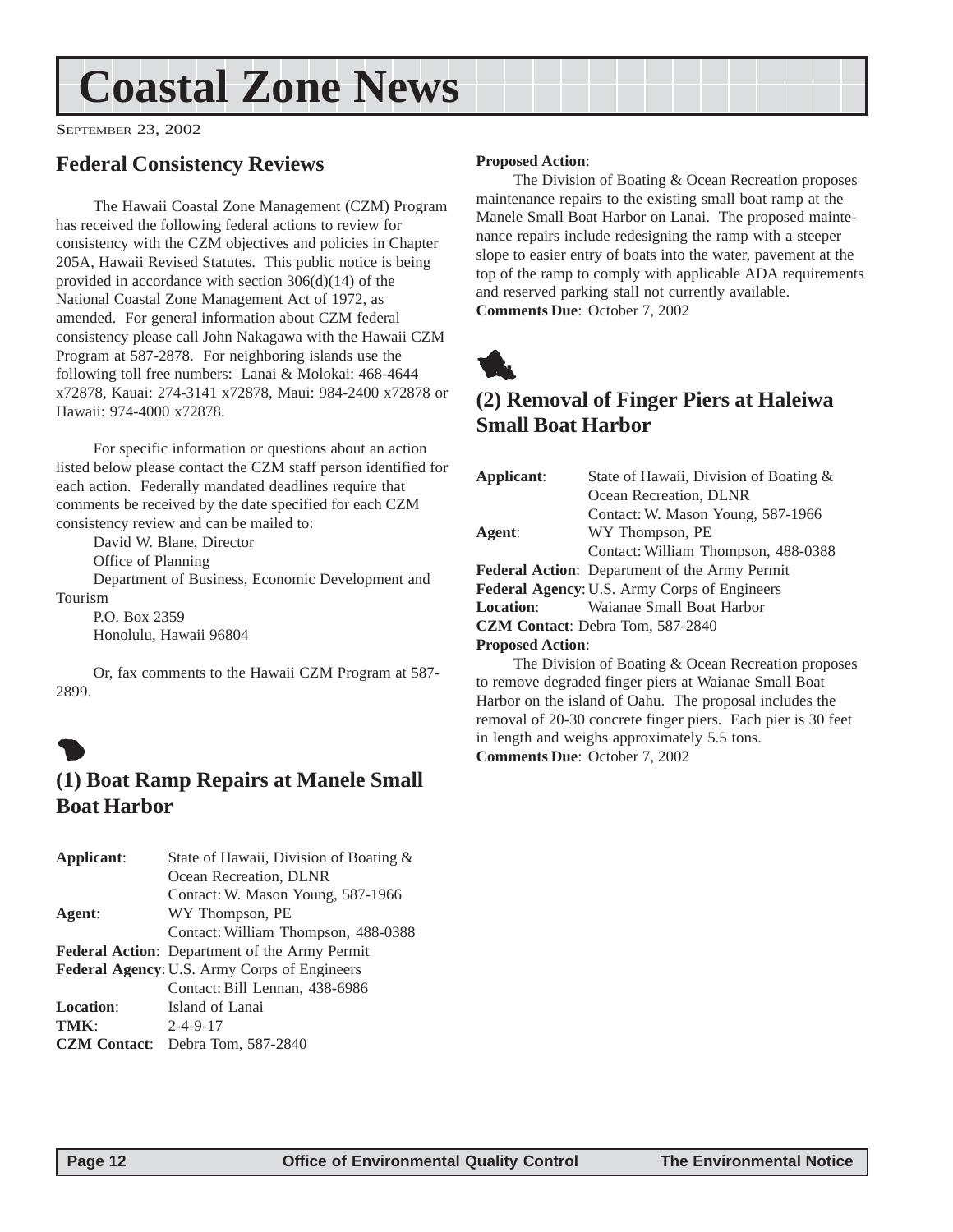# Coastal Zone News

SEPTEMBER 23, 2002

## Federal Consistency Reviews

The Hawaii Coastal Zone Management (CZM) Program has received the following federal actions to review for consistency with the CZM objectives and policies in Chapter 205A, Hawaii Revised Statutes. This public notice is being provided in accordance with section 306(d)(14) of the National Coastal Zone Management Act of 1972, as amended. For general information about CZM federal consistency please call John Nakagawa with the Hawaii CZM Program at 587-2878. For neighboring islands use the following toll free numbers: Lanai & Molokai: 468-4644 x72878, Kauai: 274-3141 x72878, Maui: 984-2400 x72878 or Hawaii: 974-4000 x72878.

For specific information or questions about an action listed below please contact the CZM staff person identified for each action. Federally mandated deadlines require that comments be received by the date specified for each CZM consistency review and can be mailed to:

David W. Blane, Director
Office of Planning
Department of Business, Economic Development and Tourism
P.O. Box 2359
Honolulu, Hawaii 96804

Or, fax comments to the Hawaii CZM Program at 587-2899.

### (1) Boat Ramp Repairs at Manele Small Boat Harbor

**Applicant**: State of Hawaii, Division of Boating & Ocean Recreation, DLNR
Contact: W. Mason Young, 587-1966
**Agent**: WY Thompson, PE
Contact: William Thompson, 488-0388
**Federal Action**: Department of the Army Permit
**Federal Agency**: U.S. Army Corps of Engineers
Contact: Bill Lennan, 438-6986
**Location**: Island of Lanai
**TMK**: 2-4-9-17
**CZM Contact**: Debra Tom, 587-2840

**Proposed Action**:

The Division of Boating & Ocean Recreation proposes maintenance repairs to the existing small boat ramp at the Manele Small Boat Harbor on Lanai. The proposed maintenance repairs include redesigning the ramp with a steeper slope to easier entry of boats into the water, pavement at the top of the ramp to comply with applicable ADA requirements and reserved parking stall not currently available.

**Comments Due**: October 7, 2002

### (2) Removal of Finger Piers at Haleiwa Small Boat Harbor

**Applicant**: State of Hawaii, Division of Boating & Ocean Recreation, DLNR
Contact: W. Mason Young, 587-1966
**Agent**: WY Thompson, PE
Contact: William Thompson, 488-0388
**Federal Action**: Department of the Army Permit
**Federal Agency**: U.S. Army Corps of Engineers
**Location**: Waianae Small Boat Harbor
**CZM Contact**: Debra Tom, 587-2840

**Proposed Action**:

The Division of Boating & Ocean Recreation proposes to remove degraded finger piers at Waianae Small Boat Harbor on the island of Oahu. The proposal includes the removal of 20-30 concrete finger piers. Each pier is 30 feet in length and weighs approximately 5.5 tons.

**Comments Due**: October 7, 2002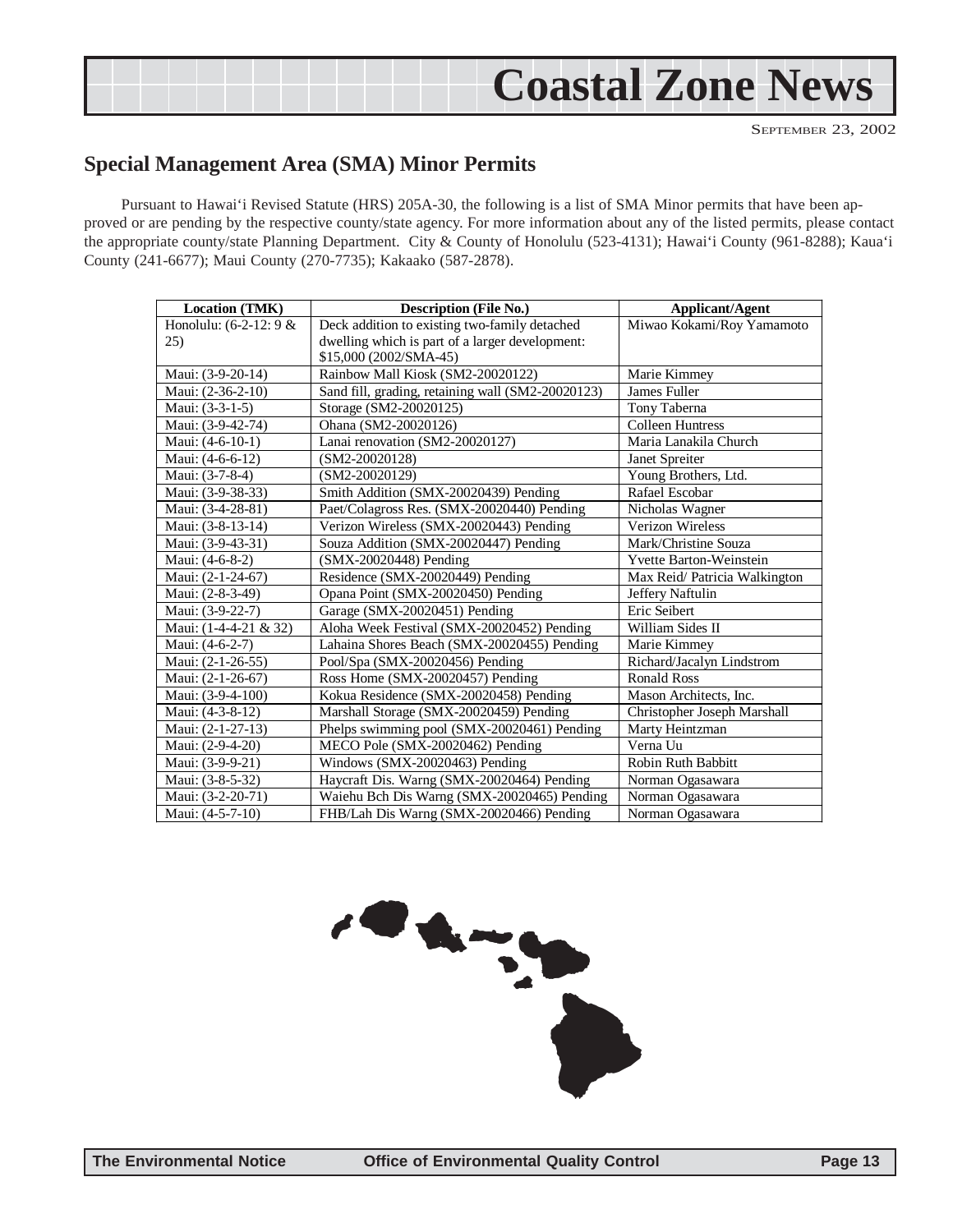# Coastal Zone News

SEPTEMBER 23, 2002

## Special Management Area (SMA) Minor Permits

Pursuant to Hawai'i Revised Statute (HRS) 205A-30, the following is a list of SMA Minor permits that have been approved or are pending by the respective county/state agency. For more information about any of the listed permits, please contact the appropriate county/state Planning Department. City & County of Honolulu (523-4131); Hawai'i County (961-8288); Kaua'i County (241-6677); Maui County (270-7735); Kakaako (587-2878).

| Location (TMK) | Description (File No.) | Applicant/Agent |
|---|---|---|
| Honolulu: (6-2-12: 9 & 25) | Deck addition to existing two-family detached dwelling which is part of a larger development: $15,000 (2002/SMA-45) | Miwao Kokami/Roy Yamamoto |
| Maui: (3-9-20-14) | Rainbow Mall Kiosk (SM2-20020122) | Marie Kimmey |
| Maui: (2-36-2-10) | Sand fill, grading, retaining wall (SM2-20020123) | James Fuller |
| Maui: (3-3-1-5) | Storage (SM2-20020125) | Tony Taberna |
| Maui: (3-9-42-74) | Ohana (SM2-20020126) | Colleen Huntress |
| Maui: (4-6-10-1) | Lanai renovation (SM2-20020127) | Maria Lanakila Church |
| Maui: (4-6-6-12) | (SM2-20020128) | Janet Spreiter |
| Maui: (3-7-8-4) | (SM2-20020129) | Young Brothers, Ltd. |
| Maui: (3-9-38-33) | Smith Addition (SMX-20020439) Pending | Rafael Escobar |
| Maui: (3-4-28-81) | Paet/Colagross Res. (SMX-20020440) Pending | Nicholas Wagner |
| Maui: (3-8-13-14) | Verizon Wireless (SMX-20020443) Pending | Verizon Wireless |
| Maui: (3-9-43-31) | Souza Addition (SMX-20020447) Pending | Mark/Christine Souza |
| Maui: (4-6-8-2) | (SMX-20020448) Pending | Yvette Barton-Weinstein |
| Maui: (2-1-24-67) | Residence (SMX-20020449) Pending | Max Reid/ Patricia Walkington |
| Maui: (2-8-3-49) | Opana Point (SMX-20020450) Pending | Jeffery Naftulin |
| Maui: (3-9-22-7) | Garage (SMX-20020451) Pending | Eric Seibert |
| Maui: (1-4-4-21 & 32) | Aloha Week Festival (SMX-20020452) Pending | William Sides II |
| Maui: (4-6-2-7) | Lahaina Shores Beach (SMX-20020455) Pending | Marie Kimmey |
| Maui: (2-1-26-55) | Pool/Spa (SMX-20020456) Pending | Richard/Jacalyn Lindstrom |
| Maui: (2-1-26-67) | Ross Home (SMX-20020457) Pending | Ronald Ross |
| Maui: (3-9-4-100) | Kokua Residence (SMX-20020458) Pending | Mason Architects, Inc. |
| Maui: (4-3-8-12) | Marshall Storage (SMX-20020459) Pending | Christopher Joseph Marshall |
| Maui: (2-1-27-13) | Phelps swimming pool (SMX-20020461) Pending | Marty Heintzman |
| Maui: (2-9-4-20) | MECO Pole (SMX-20020462) Pending | Verna Uu |
| Maui: (3-9-9-21) | Windows (SMX-20020463) Pending | Robin Ruth Babbitt |
| Maui: (3-8-5-32) | Haycraft Dis. Warng (SMX-20020464) Pending | Norman Ogasawara |
| Maui: (3-2-20-71) | Waiehu Bch Dis Warng (SMX-20020465) Pending | Norman Ogasawara |
| Maui: (4-5-7-10) | FHB/Lah Dis Warng (SMX-20020466) Pending | Norman Ogasawara |